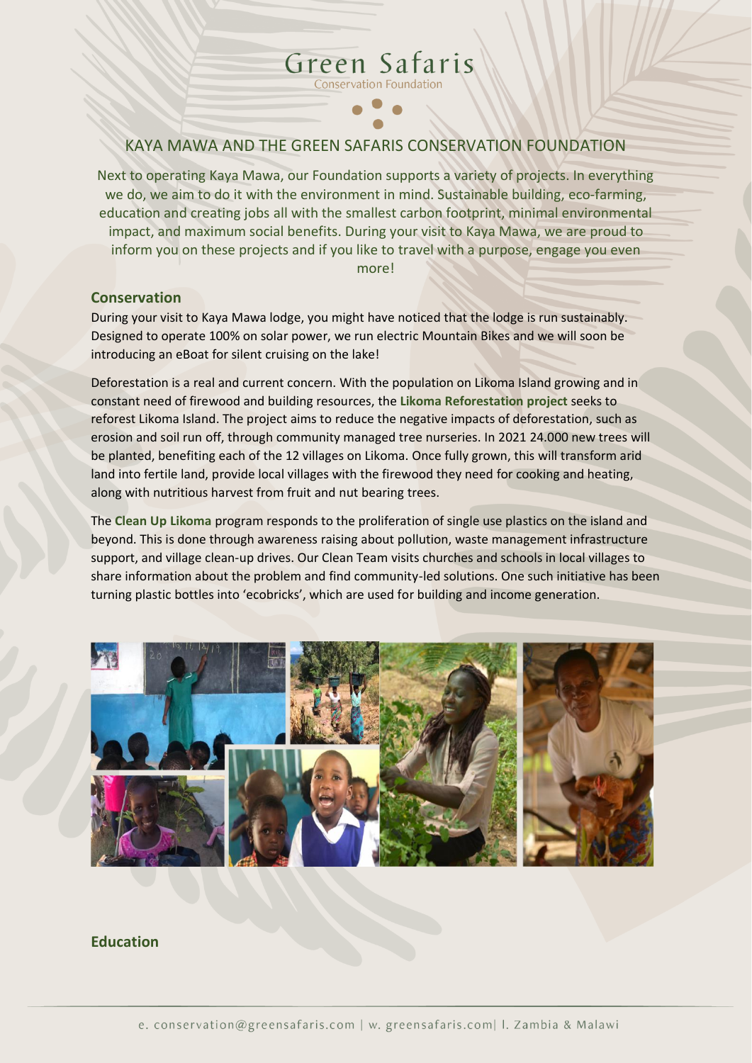# Green Safaris

Conservation Foundation

## KAYA MAWA AND THE GREEN SAFARIS CONSERVATION FOUNDATION

Next to operating Kaya Mawa, our Foundation supports a variety of projects. In everything we do, we aim to do it with the environment in mind. Sustainable building, eco-farming, education and creating jobs all with the smallest carbon footprint, minimal environmental impact, and maximum social benefits. During your visit to Kaya Mawa, we are proud to inform you on these projects and if you like to travel with a purpose, engage you even more!

### Conservation

During your visit to Kaya Mawa lodge, you might have noticed that the lodge is run sustainably. Designed to operate 100% on solar power, we run electric Mountain Bikes and we will soon be introducing an eBoat for silent cruising on the lake!

Deforestation is a real and current concern. With the population on Likoma Island growing and in constant need of firewood and building resources, the **Likoma Reforestation project** seeks to reforest Likoma Island. The project aims to reduce the negative impacts of deforestation, such as erosion and soil run off, through community managed tree nurseries. In 2021 24.000 new trees will be planted, benefiting each of the 12 villages on Likoma. Once fully grown, this will transform arid land into fertile land, provide local villages with the firewood they need for cooking and heating, along with nutritious harvest from fruit and nut bearing trees.

The **Clean Up Likoma** program responds to the proliferation of single use plastics on the island and beyond. This is done through awareness raising about pollution, waste management infrastructure support, and village clean-up drives. Our Clean Team visits churches and schools in local villages to share information about the problem and find community-led solutions. One such initiative has been turning plastic bottles into 'ecobricks', which are used for building and income generation.

### Education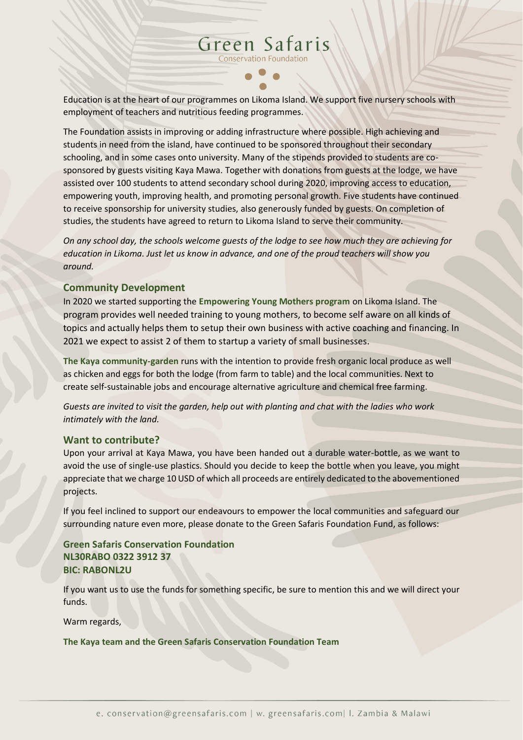Education is at the heart of our programmes on Likoma Island. We support five nursery schools with employment of teachers and nutritious feeding programmes.

The Foundation assists in improving or adding infrastructure where possible. High achieving and students in need from the island, have continued to be sponsored throughout their secondary schooling, and in some cases onto university. Many of the stipends provided to students are co-sponsored by guests visiting Kaya Mawa. Together with donations from guests at the lodge, we have assisted over 100 students to attend secondary school during 2020, improving access to education, empowering youth, improving health, and promoting personal growth. Five students have continued to receive sponsorship for university studies, also generously funded by guests. On completion of studies, the students have agreed to return to Likoma Island to serve their community.

*On any school day, the schools welcome guests of the lodge to see how much they are achieving for education in Likoma. Just let us know in advance, and one of the proud teachers will show you around.*

## Community Development

In 2020 we started supporting the **Empowering Young Mothers program** on Likoma Island. The program provides well needed training to young mothers, to become self aware on all kinds of topics and actually helps them to setup their own business with active coaching and financing. In 2021 we expect to assist 2 of them to startup a variety of small businesses.

**The Kaya community-garden** runs with the intention to provide fresh organic local produce as well as chicken and eggs for both the lodge (from farm to table) and the local communities. Next to create self-sustainable jobs and encourage alternative agriculture and chemical free farming.

*Guests are invited to visit the garden, help out with planting and chat with the ladies who work intimately with the land.*

## Want to contribute?

Upon your arrival at Kaya Mawa, you have been handed out a durable water-bottle, as we want to avoid the use of single-use plastics. Should you decide to keep the bottle when you leave, you might appreciate that we charge 10 USD of which all proceeds are entirely dedicated to the abovementioned projects.

If you feel inclined to support our endeavours to empower the local communities and safeguard our surrounding nature even more, please donate to the Green Safaris Foundation Fund, as follows:

**Green Safaris Conservation Foundation**
**NL30RABO 0322 3912 37**
**BIC: RABONL2U**

If you want us to use the funds for something specific, be sure to mention this and we will direct your funds.

Warm regards,

**The Kaya team and the Green Safaris Conservation Foundation Team**